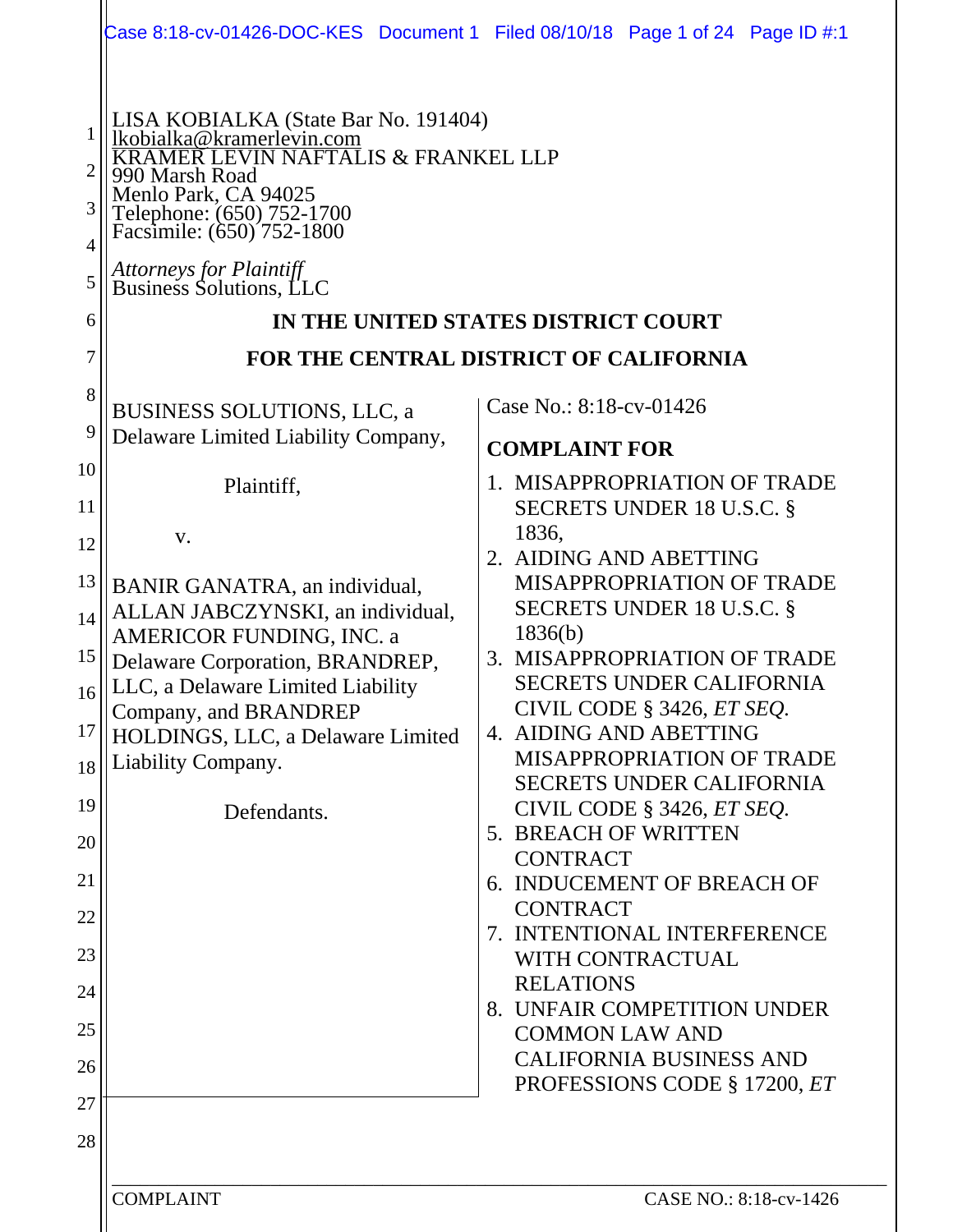LISA KOBIALKA (State Bar No. 191404)
lkobialka@kramerlevin.com
KRAMER LEVIN NAFTALIS & FRANKEL LLP
990 Marsh Road
Menlo Park, CA 94025
Telephone: (650) 752-1700
Facsimile: (650) 752-1800

*Attorneys for Plaintiff*
Business Solutions, LLC

**IN THE UNITED STATES DISTRICT COURT**

**FOR THE CENTRAL DISTRICT OF CALIFORNIA**

BUSINESS SOLUTIONS, LLC, a Delaware Limited Liability Company,

Plaintiff,

v.

BANIR GANATRA, an individual, ALLAN JABCZYNSKI, an individual, AMERICOR FUNDING, INC. a Delaware Corporation, BRANDREP, LLC, a Delaware Limited Liability Company, and BRANDREP HOLDINGS, LLC, a Delaware Limited Liability Company.

Defendants.

Case No.: 8:18-cv-01426

**COMPLAINT FOR**

1. MISAPPROPRIATION OF TRADE SECRETS UNDER 18 U.S.C. § 1836,
2. AIDING AND ABETTING MISAPPROPRIATION OF TRADE SECRETS UNDER 18 U.S.C. § 1836(b)
3. MISAPPROPRIATION OF TRADE SECRETS UNDER CALIFORNIA CIVIL CODE § 3426, *ET SEQ.*
4. AIDING AND ABETTING MISAPPROPRIATION OF TRADE SECRETS UNDER CALIFORNIA CIVIL CODE § 3426, *ET SEQ.*
5. BREACH OF WRITTEN CONTRACT
6. INDUCEMENT OF BREACH OF CONTRACT
7. INTENTIONAL INTERFERENCE WITH CONTRACTUAL RELATIONS
8. UNFAIR COMPETITION UNDER COMMON LAW AND CALIFORNIA BUSINESS AND PROFESSIONS CODE § 17200, *ET*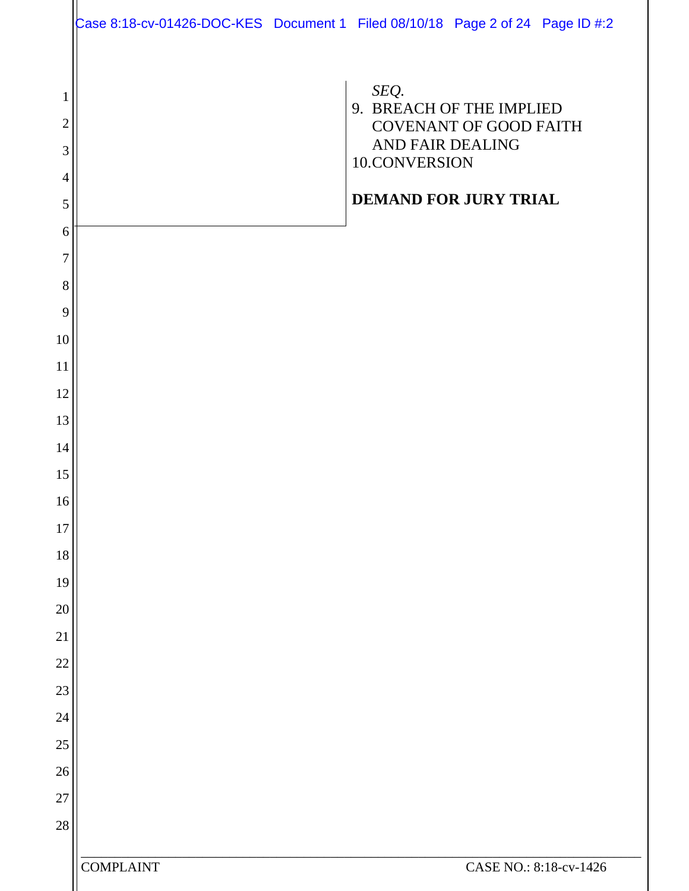*SEQ.*

9. BREACH OF THE IMPLIED COVENANT OF GOOD FAITH AND FAIR DEALING
10. CONVERSION

**DEMAND FOR JURY TRIAL**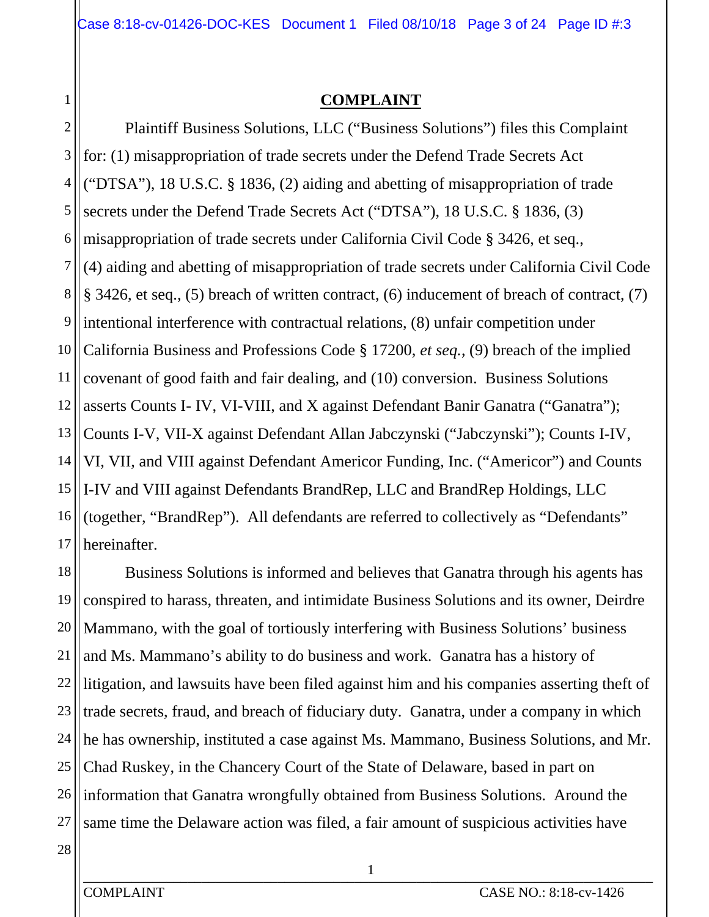# COMPLAINT

Plaintiff Business Solutions, LLC ("Business Solutions") files this Complaint for: (1) misappropriation of trade secrets under the Defend Trade Secrets Act ("DTSA"), 18 U.S.C. § 1836, (2) aiding and abetting of misappropriation of trade secrets under the Defend Trade Secrets Act ("DTSA"), 18 U.S.C. § 1836, (3) misappropriation of trade secrets under California Civil Code § 3426, et seq., (4) aiding and abetting of misappropriation of trade secrets under California Civil Code § 3426, et seq., (5) breach of written contract, (6) inducement of breach of contract, (7) intentional interference with contractual relations, (8) unfair competition under California Business and Professions Code § 17200, *et seq.*, (9) breach of the implied covenant of good faith and fair dealing, and (10) conversion. Business Solutions asserts Counts I- IV, VI-VIII, and X against Defendant Banir Ganatra ("Ganatra"); Counts I-V, VII-X against Defendant Allan Jabczynski ("Jabczynski"); Counts I-IV, VI, VII, and VIII against Defendant Americor Funding, Inc. ("Americor") and Counts I-IV and VIII against Defendants BrandRep, LLC and BrandRep Holdings, LLC (together, "BrandRep"). All defendants are referred to collectively as "Defendants" hereinafter.

Business Solutions is informed and believes that Ganatra through his agents has conspired to harass, threaten, and intimidate Business Solutions and its owner, Deirdre Mammano, with the goal of tortiously interfering with Business Solutions' business and Ms. Mammano's ability to do business and work. Ganatra has a history of litigation, and lawsuits have been filed against him and his companies asserting theft of trade secrets, fraud, and breach of fiduciary duty. Ganatra, under a company in which he has ownership, instituted a case against Ms. Mammano, Business Solutions, and Mr. Chad Ruskey, in the Chancery Court of the State of Delaware, based in part on information that Ganatra wrongfully obtained from Business Solutions. Around the same time the Delaware action was filed, a fair amount of suspicious activities have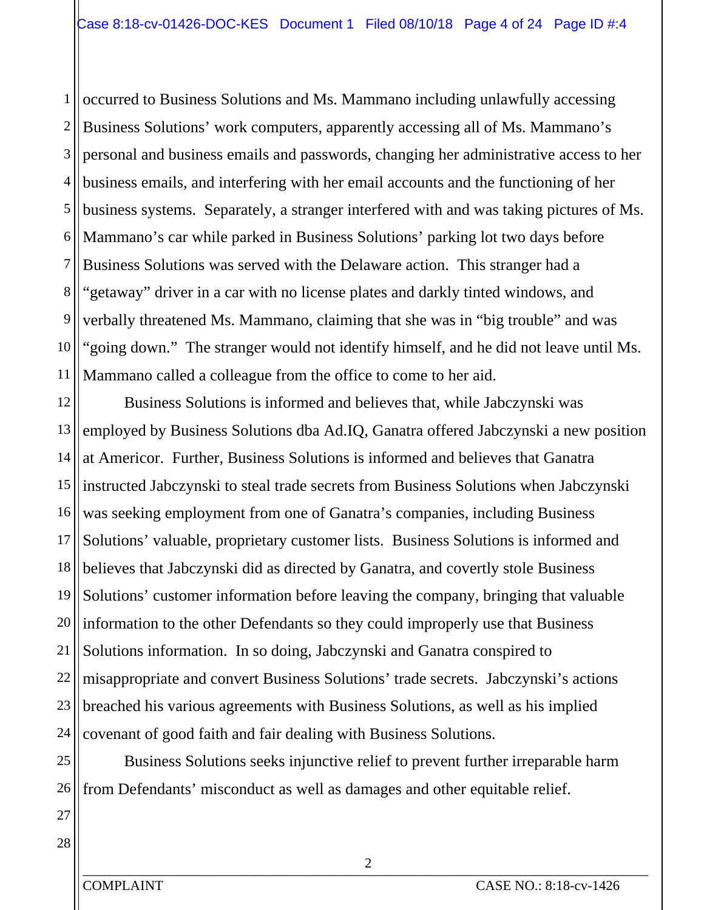occurred to Business Solutions and Ms. Mammano including unlawfully accessing Business Solutions' work computers, apparently accessing all of Ms. Mammano's personal and business emails and passwords, changing her administrative access to her business emails, and interfering with her email accounts and the functioning of her business systems. Separately, a stranger interfered with and was taking pictures of Ms. Mammano's car while parked in Business Solutions' parking lot two days before Business Solutions was served with the Delaware action. This stranger had a "getaway" driver in a car with no license plates and darkly tinted windows, and verbally threatened Ms. Mammano, claiming that she was in "big trouble" and was "going down." The stranger would not identify himself, and he did not leave until Ms. Mammano called a colleague from the office to come to her aid.

Business Solutions is informed and believes that, while Jabczynski was employed by Business Solutions dba Ad.IQ, Ganatra offered Jabczynski a new position at Americor. Further, Business Solutions is informed and believes that Ganatra instructed Jabczynski to steal trade secrets from Business Solutions when Jabczynski was seeking employment from one of Ganatra's companies, including Business Solutions' valuable, proprietary customer lists. Business Solutions is informed and believes that Jabczynski did as directed by Ganatra, and covertly stole Business Solutions' customer information before leaving the company, bringing that valuable information to the other Defendants so they could improperly use that Business Solutions information. In so doing, Jabczynski and Ganatra conspired to misappropriate and convert Business Solutions' trade secrets. Jabczynski's actions breached his various agreements with Business Solutions, as well as his implied covenant of good faith and fair dealing with Business Solutions.

Business Solutions seeks injunctive relief to prevent further irreparable harm from Defendants' misconduct as well as damages and other equitable relief.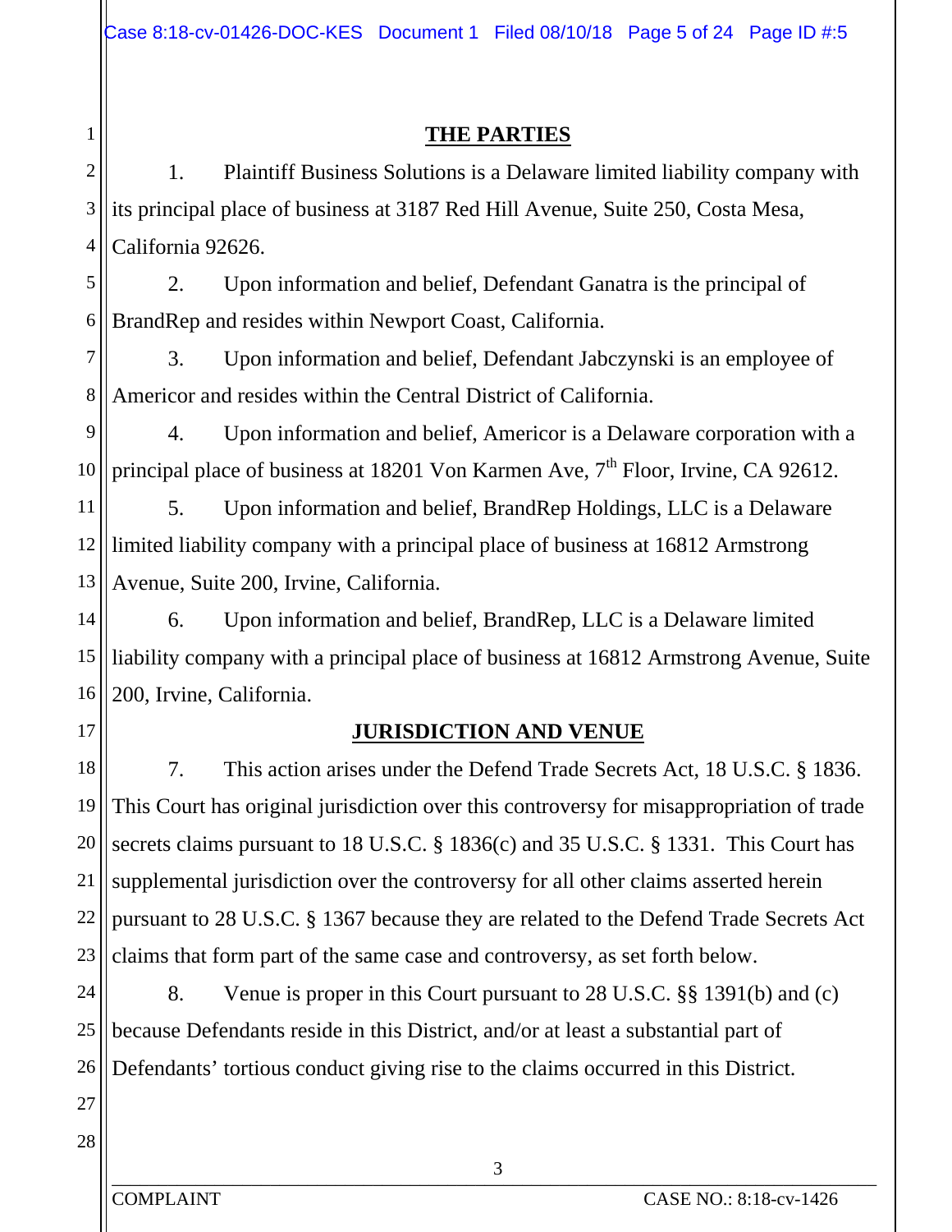## THE PARTIES

1. Plaintiff Business Solutions is a Delaware limited liability company with its principal place of business at 3187 Red Hill Avenue, Suite 250, Costa Mesa, California 92626.

2. Upon information and belief, Defendant Ganatra is the principal of BrandRep and resides within Newport Coast, California.

3. Upon information and belief, Defendant Jabczynski is an employee of Americor and resides within the Central District of California.

4. Upon information and belief, Americor is a Delaware corporation with a principal place of business at 18201 Von Karmen Ave, 7th Floor, Irvine, CA 92612.

5. Upon information and belief, BrandRep Holdings, LLC is a Delaware limited liability company with a principal place of business at 16812 Armstrong Avenue, Suite 200, Irvine, California.

6. Upon information and belief, BrandRep, LLC is a Delaware limited liability company with a principal place of business at 16812 Armstrong Avenue, Suite 200, Irvine, California.

## JURISDICTION AND VENUE

7. This action arises under the Defend Trade Secrets Act, 18 U.S.C. § 1836. This Court has original jurisdiction over this controversy for misappropriation of trade secrets claims pursuant to 18 U.S.C. § 1836(c) and 35 U.S.C. § 1331. This Court has supplemental jurisdiction over the controversy for all other claims asserted herein pursuant to 28 U.S.C. § 1367 because they are related to the Defend Trade Secrets Act claims that form part of the same case and controversy, as set forth below.

8. Venue is proper in this Court pursuant to 28 U.S.C. §§ 1391(b) and (c) because Defendants reside in this District, and/or at least a substantial part of Defendants' tortious conduct giving rise to the claims occurred in this District.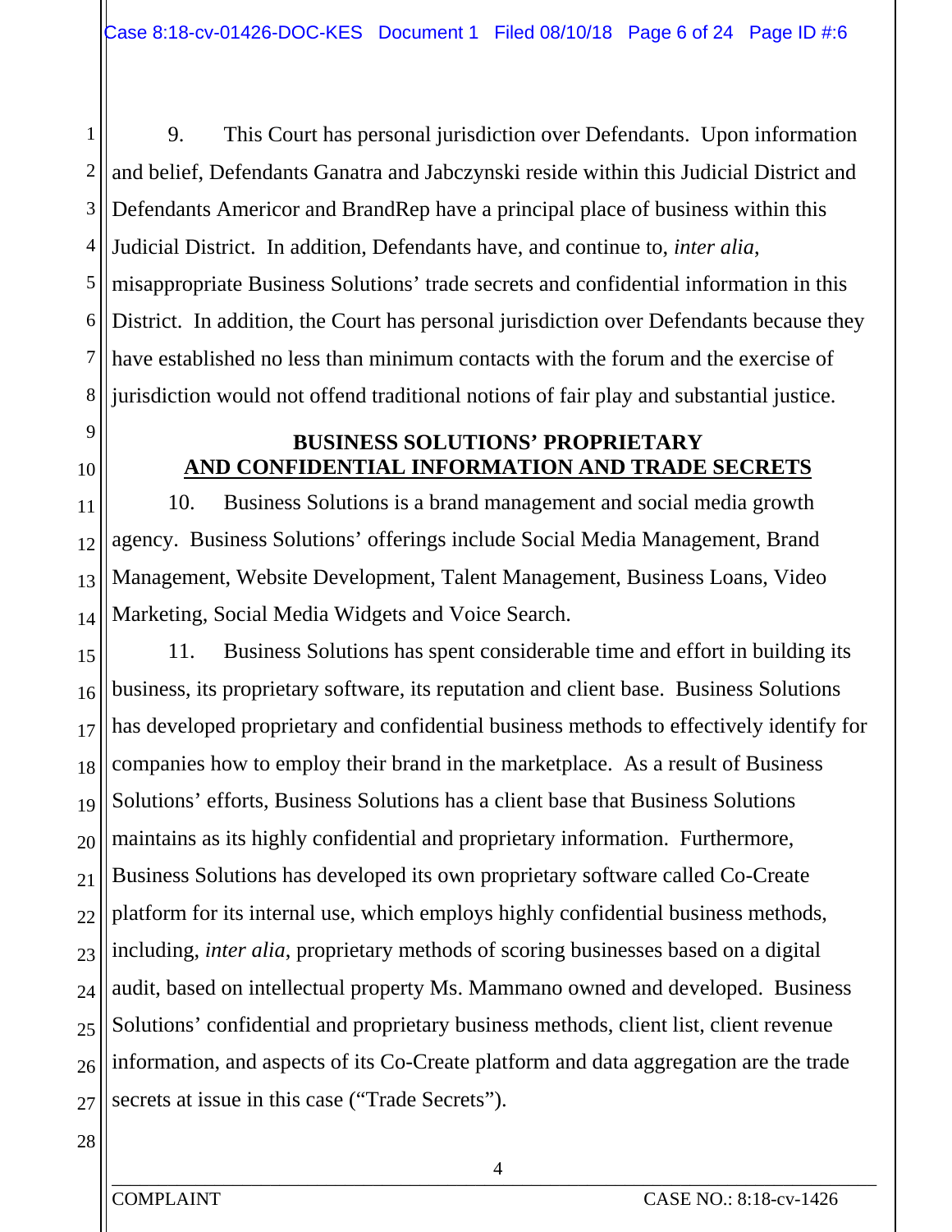9. This Court has personal jurisdiction over Defendants. Upon information and belief, Defendants Ganatra and Jabczynski reside within this Judicial District and Defendants Americor and BrandRep have a principal place of business within this Judicial District. In addition, Defendants have, and continue to, *inter alia*, misappropriate Business Solutions' trade secrets and confidential information in this District. In addition, the Court has personal jurisdiction over Defendants because they have established no less than minimum contacts with the forum and the exercise of jurisdiction would not offend traditional notions of fair play and substantial justice.

## BUSINESS SOLUTIONS' PROPRIETARY AND CONFIDENTIAL INFORMATION AND TRADE SECRETS

10. Business Solutions is a brand management and social media growth agency. Business Solutions' offerings include Social Media Management, Brand Management, Website Development, Talent Management, Business Loans, Video Marketing, Social Media Widgets and Voice Search.

11. Business Solutions has spent considerable time and effort in building its business, its proprietary software, its reputation and client base. Business Solutions has developed proprietary and confidential business methods to effectively identify for companies how to employ their brand in the marketplace. As a result of Business Solutions' efforts, Business Solutions has a client base that Business Solutions maintains as its highly confidential and proprietary information. Furthermore, Business Solutions has developed its own proprietary software called Co-Create platform for its internal use, which employs highly confidential business methods, including, *inter alia*, proprietary methods of scoring businesses based on a digital audit, based on intellectual property Ms. Mammano owned and developed. Business Solutions' confidential and proprietary business methods, client list, client revenue information, and aspects of its Co-Create platform and data aggregation are the trade secrets at issue in this case ("Trade Secrets").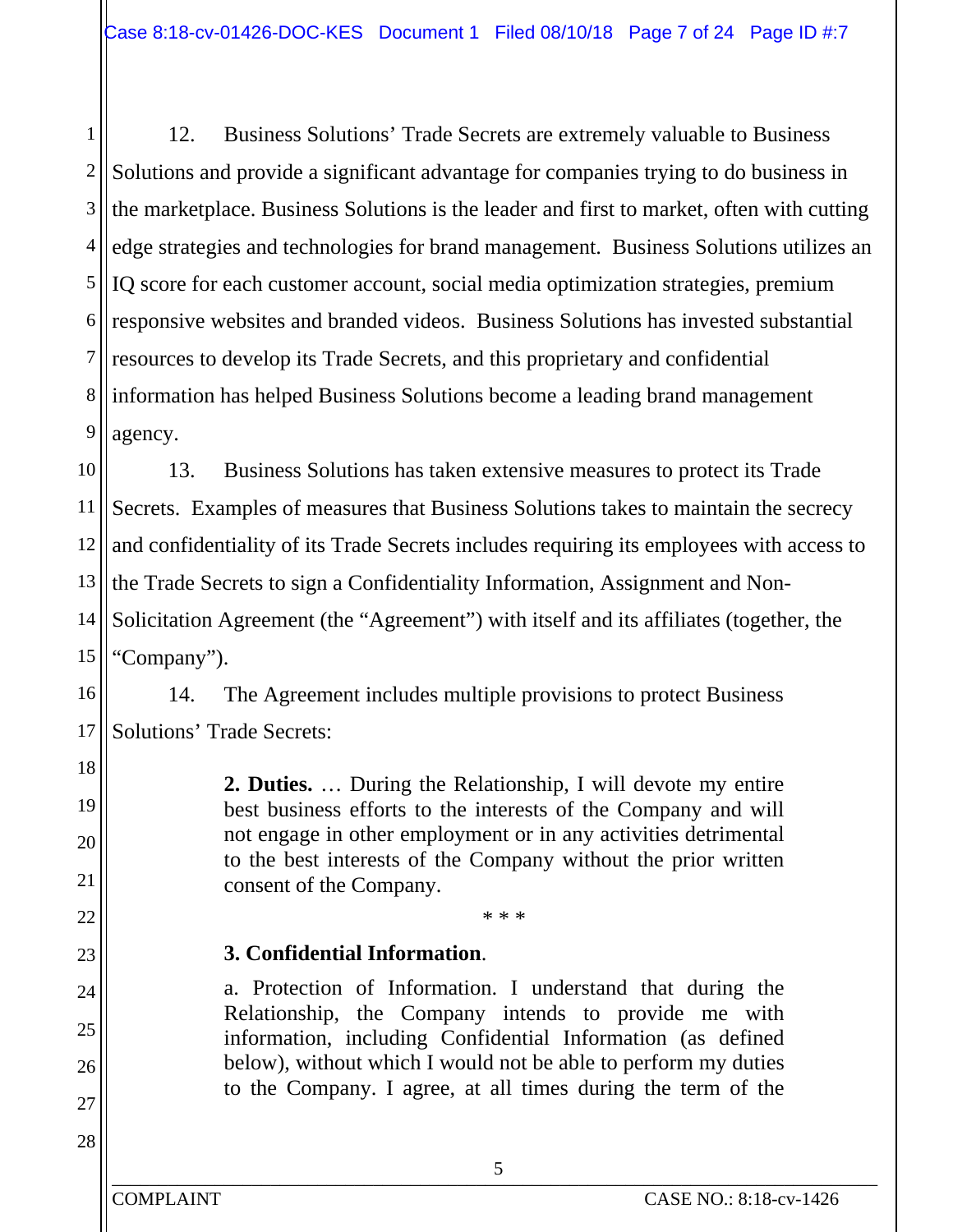12. Business Solutions' Trade Secrets are extremely valuable to Business Solutions and provide a significant advantage for companies trying to do business in the marketplace. Business Solutions is the leader and first to market, often with cutting edge strategies and technologies for brand management. Business Solutions utilizes an IQ score for each customer account, social media optimization strategies, premium responsive websites and branded videos. Business Solutions has invested substantial resources to develop its Trade Secrets, and this proprietary and confidential information has helped Business Solutions become a leading brand management agency.

13. Business Solutions has taken extensive measures to protect its Trade Secrets. Examples of measures that Business Solutions takes to maintain the secrecy and confidentiality of its Trade Secrets includes requiring its employees with access to the Trade Secrets to sign a Confidentiality Information, Assignment and Non-Solicitation Agreement (the "Agreement") with itself and its affiliates (together, the "Company").

14. The Agreement includes multiple provisions to protect Business Solutions' Trade Secrets:

> **2. Duties.** … During the Relationship, I will devote my entire best business efforts to the interests of the Company and will not engage in other employment or in any activities detrimental to the best interests of the Company without the prior written consent of the Company.
>
> \* \* \*
>
> **3. Confidential Information**.
>
> a. Protection of Information. I understand that during the Relationship, the Company intends to provide me with information, including Confidential Information (as defined below), without which I would not be able to perform my duties to the Company. I agree, at all times during the term of the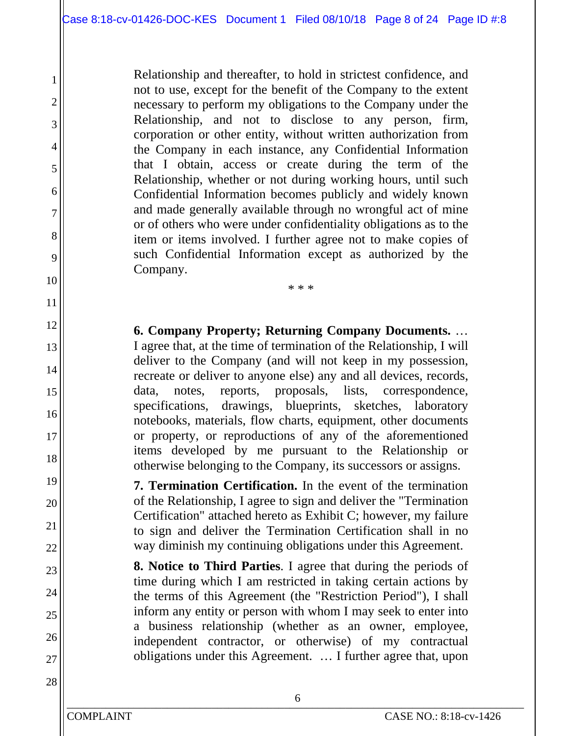Relationship and thereafter, to hold in strictest confidence, and not to use, except for the benefit of the Company to the extent necessary to perform my obligations to the Company under the Relationship, and not to disclose to any person, firm, corporation or other entity, without written authorization from the Company in each instance, any Confidential Information that I obtain, access or create during the term of the Relationship, whether or not during working hours, until such Confidential Information becomes publicly and widely known and made generally available through no wrongful act of mine or of others who were under confidentiality obligations as to the item or items involved. I further agree not to make copies of such Confidential Information except as authorized by the Company.

\* \* \*

**6. Company Property; Returning Company Documents.** … I agree that, at the time of termination of the Relationship, I will deliver to the Company (and will not keep in my possession, recreate or deliver to anyone else) any and all devices, records, data, notes, reports, proposals, lists, correspondence, specifications, drawings, blueprints, sketches, laboratory notebooks, materials, flow charts, equipment, other documents or property, or reproductions of any of the aforementioned items developed by me pursuant to the Relationship or otherwise belonging to the Company, its successors or assigns.

**7. Termination Certification.** In the event of the termination of the Relationship, I agree to sign and deliver the "Termination Certification" attached hereto as Exhibit C; however, my failure to sign and deliver the Termination Certification shall in no way diminish my continuing obligations under this Agreement.

**8. Notice to Third Parties**. I agree that during the periods of time during which I am restricted in taking certain actions by the terms of this Agreement (the "Restriction Period"), I shall inform any entity or person with whom I may seek to enter into a business relationship (whether as an owner, employee, independent contractor, or otherwise) of my contractual obligations under this Agreement. … I further agree that, upon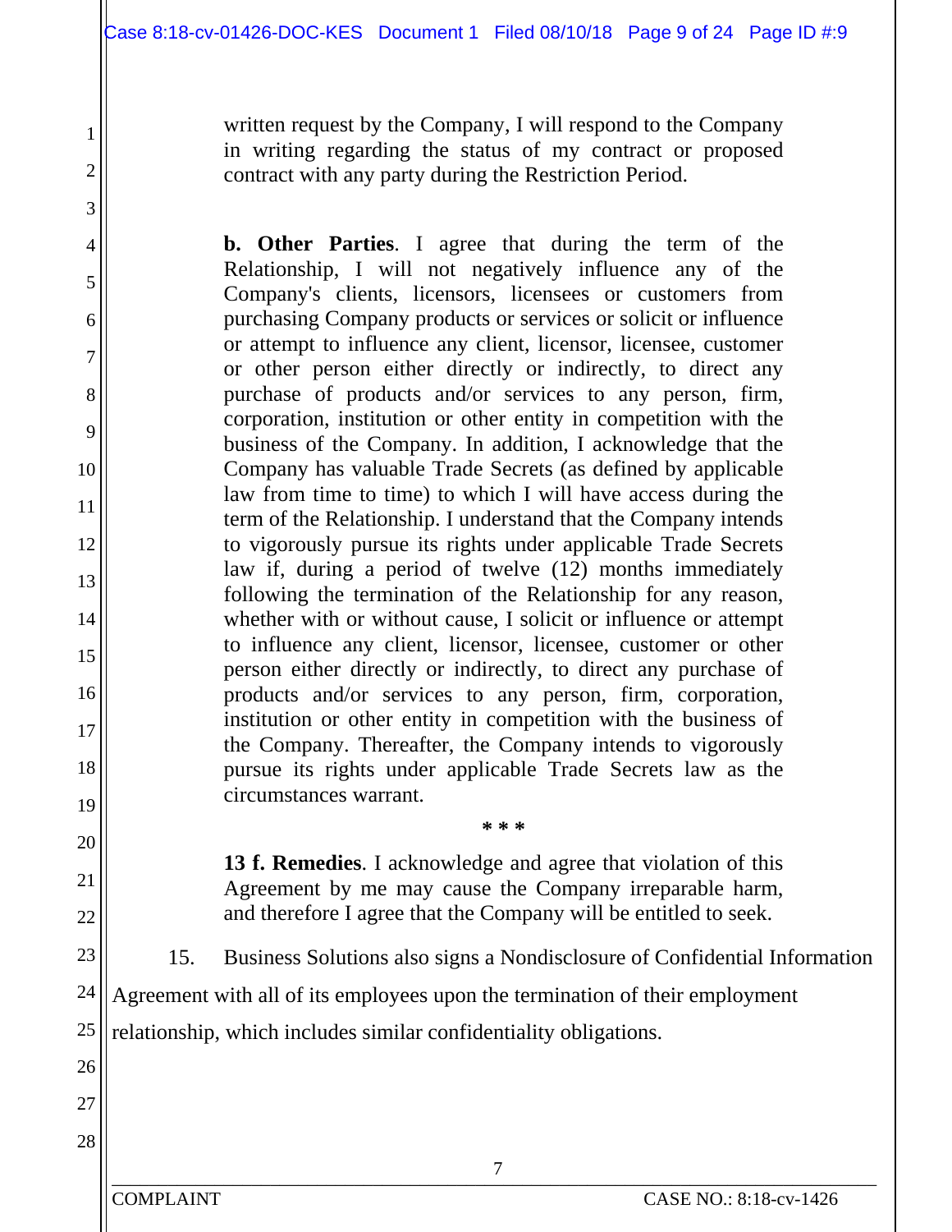> written request by the Company, I will respond to the Company in writing regarding the status of my contract or proposed contract with any party during the Restriction Period.
>
> **b. Other Parties**. I agree that during the term of the Relationship, I will not negatively influence any of the Company's clients, licensors, licensees or customers from purchasing Company products or services or solicit or influence or attempt to influence any client, licensor, licensee, customer or other person either directly or indirectly, to direct any purchase of products and/or services to any person, firm, corporation, institution or other entity in competition with the business of the Company. In addition, I acknowledge that the Company has valuable Trade Secrets (as defined by applicable law from time to time) to which I will have access during the term of the Relationship. I understand that the Company intends to vigorously pursue its rights under applicable Trade Secrets law if, during a period of twelve (12) months immediately following the termination of the Relationship for any reason, whether with or without cause, I solicit or influence or attempt to influence any client, licensor, licensee, customer or other person either directly or indirectly, to direct any purchase of products and/or services to any person, firm, corporation, institution or other entity in competition with the business of the Company. Thereafter, the Company intends to vigorously pursue its rights under applicable Trade Secrets law as the circumstances warrant.
>
> \* \* \*
>
> **13 f. Remedies**. I acknowledge and agree that violation of this Agreement by me may cause the Company irreparable harm, and therefore I agree that the Company will be entitled to seek.

15. Business Solutions also signs a Nondisclosure of Confidential Information Agreement with all of its employees upon the termination of their employment relationship, which includes similar confidentiality obligations.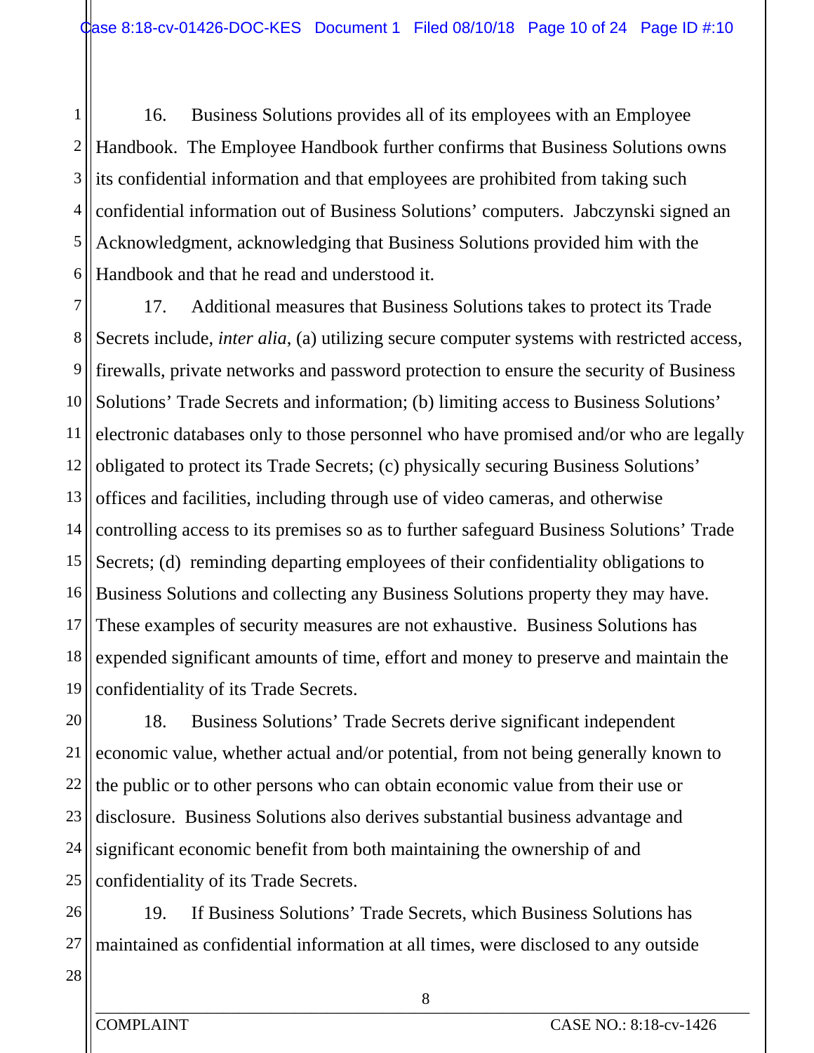16. Business Solutions provides all of its employees with an Employee Handbook. The Employee Handbook further confirms that Business Solutions owns its confidential information and that employees are prohibited from taking such confidential information out of Business Solutions' computers. Jabczynski signed an Acknowledgment, acknowledging that Business Solutions provided him with the Handbook and that he read and understood it.

17. Additional measures that Business Solutions takes to protect its Trade Secrets include, *inter alia*, (a) utilizing secure computer systems with restricted access, firewalls, private networks and password protection to ensure the security of Business Solutions' Trade Secrets and information; (b) limiting access to Business Solutions' electronic databases only to those personnel who have promised and/or who are legally obligated to protect its Trade Secrets; (c) physically securing Business Solutions' offices and facilities, including through use of video cameras, and otherwise controlling access to its premises so as to further safeguard Business Solutions' Trade Secrets; (d) reminding departing employees of their confidentiality obligations to Business Solutions and collecting any Business Solutions property they may have. These examples of security measures are not exhaustive. Business Solutions has expended significant amounts of time, effort and money to preserve and maintain the confidentiality of its Trade Secrets.

18. Business Solutions' Trade Secrets derive significant independent economic value, whether actual and/or potential, from not being generally known to the public or to other persons who can obtain economic value from their use or disclosure. Business Solutions also derives substantial business advantage and significant economic benefit from both maintaining the ownership of and confidentiality of its Trade Secrets.

19. If Business Solutions' Trade Secrets, which Business Solutions has maintained as confidential information at all times, were disclosed to any outside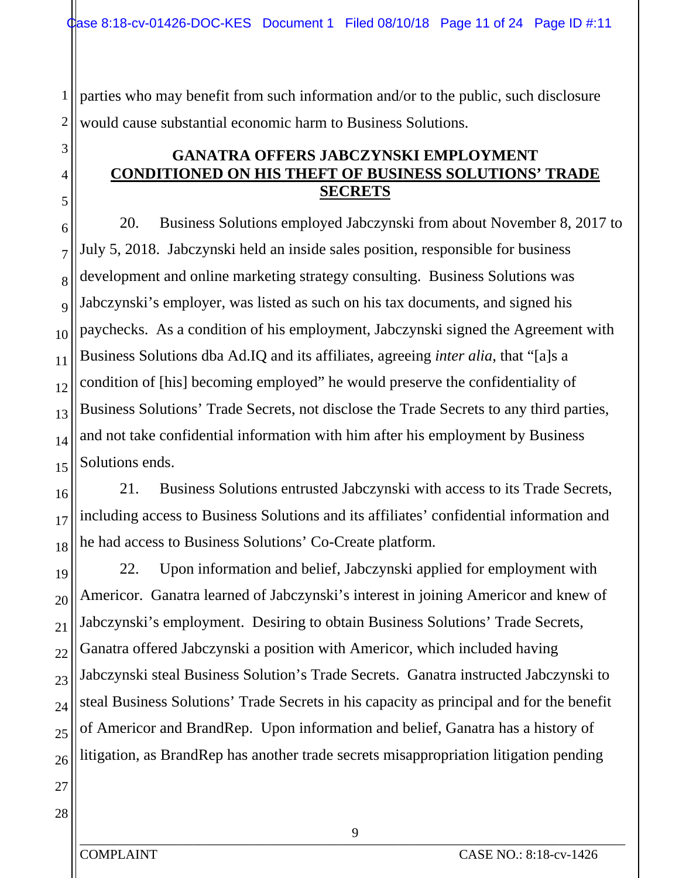parties who may benefit from such information and/or to the public, such disclosure would cause substantial economic harm to Business Solutions.

## GANATRA OFFERS JABCZYNSKI EMPLOYMENT CONDITIONED ON HIS THEFT OF BUSINESS SOLUTIONS' TRADE SECRETS

20. Business Solutions employed Jabczynski from about November 8, 2017 to July 5, 2018. Jabczynski held an inside sales position, responsible for business development and online marketing strategy consulting. Business Solutions was Jabczynski's employer, was listed as such on his tax documents, and signed his paychecks. As a condition of his employment, Jabczynski signed the Agreement with Business Solutions dba Ad.IQ and its affiliates, agreeing *inter alia*, that "[a]s a condition of [his] becoming employed" he would preserve the confidentiality of Business Solutions' Trade Secrets, not disclose the Trade Secrets to any third parties, and not take confidential information with him after his employment by Business Solutions ends.

21. Business Solutions entrusted Jabczynski with access to its Trade Secrets, including access to Business Solutions and its affiliates' confidential information and he had access to Business Solutions' Co-Create platform.

22. Upon information and belief, Jabczynski applied for employment with Americor. Ganatra learned of Jabczynski's interest in joining Americor and knew of Jabczynski's employment. Desiring to obtain Business Solutions' Trade Secrets, Ganatra offered Jabczynski a position with Americor, which included having Jabczynski steal Business Solution's Trade Secrets. Ganatra instructed Jabczynski to steal Business Solutions' Trade Secrets in his capacity as principal and for the benefit of Americor and BrandRep. Upon information and belief, Ganatra has a history of litigation, as BrandRep has another trade secrets misappropriation litigation pending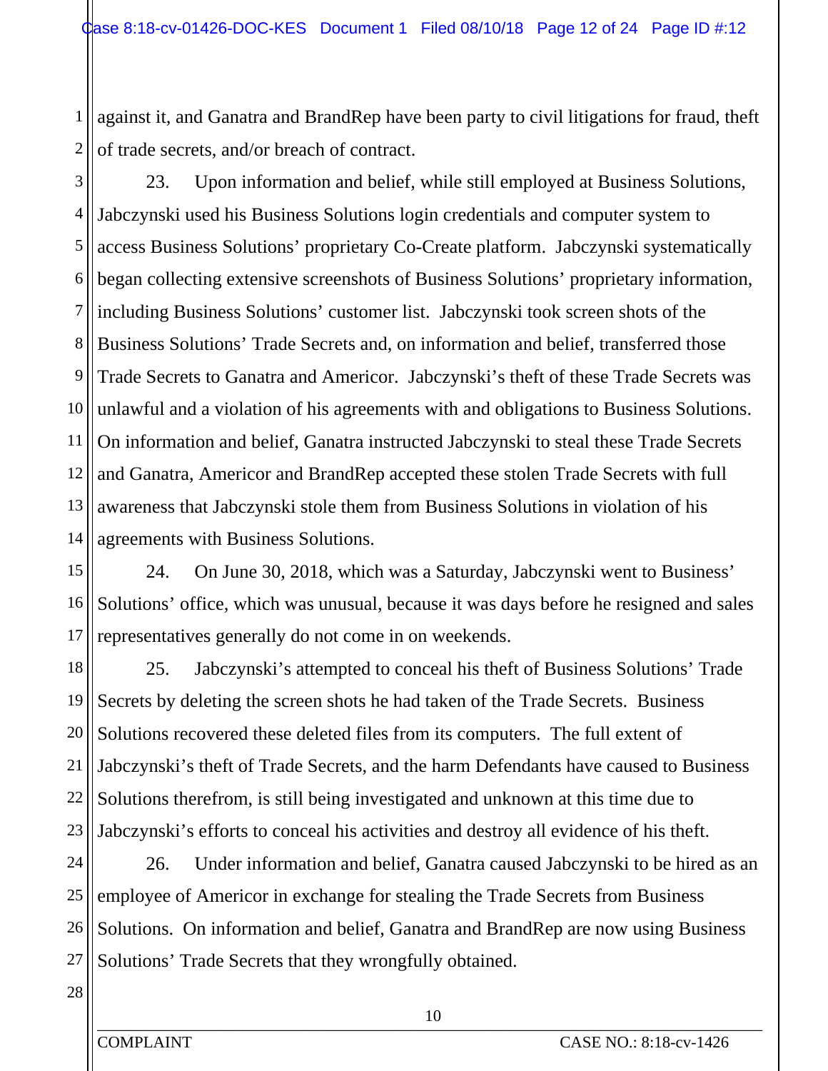against it, and Ganatra and BrandRep have been party to civil litigations for fraud, theft of trade secrets, and/or breach of contract.

23. Upon information and belief, while still employed at Business Solutions, Jabczynski used his Business Solutions login credentials and computer system to access Business Solutions' proprietary Co-Create platform. Jabczynski systematically began collecting extensive screenshots of Business Solutions' proprietary information, including Business Solutions' customer list. Jabczynski took screen shots of the Business Solutions' Trade Secrets and, on information and belief, transferred those Trade Secrets to Ganatra and Americor. Jabczynski's theft of these Trade Secrets was unlawful and a violation of his agreements with and obligations to Business Solutions. On information and belief, Ganatra instructed Jabczynski to steal these Trade Secrets and Ganatra, Americor and BrandRep accepted these stolen Trade Secrets with full awareness that Jabczynski stole them from Business Solutions in violation of his agreements with Business Solutions.

24. On June 30, 2018, which was a Saturday, Jabczynski went to Business' Solutions' office, which was unusual, because it was days before he resigned and sales representatives generally do not come in on weekends.

25. Jabczynski's attempted to conceal his theft of Business Solutions' Trade Secrets by deleting the screen shots he had taken of the Trade Secrets. Business Solutions recovered these deleted files from its computers. The full extent of Jabczynski's theft of Trade Secrets, and the harm Defendants have caused to Business Solutions therefrom, is still being investigated and unknown at this time due to Jabczynski's efforts to conceal his activities and destroy all evidence of his theft.

26. Under information and belief, Ganatra caused Jabczynski to be hired as an employee of Americor in exchange for stealing the Trade Secrets from Business Solutions. On information and belief, Ganatra and BrandRep are now using Business Solutions' Trade Secrets that they wrongfully obtained.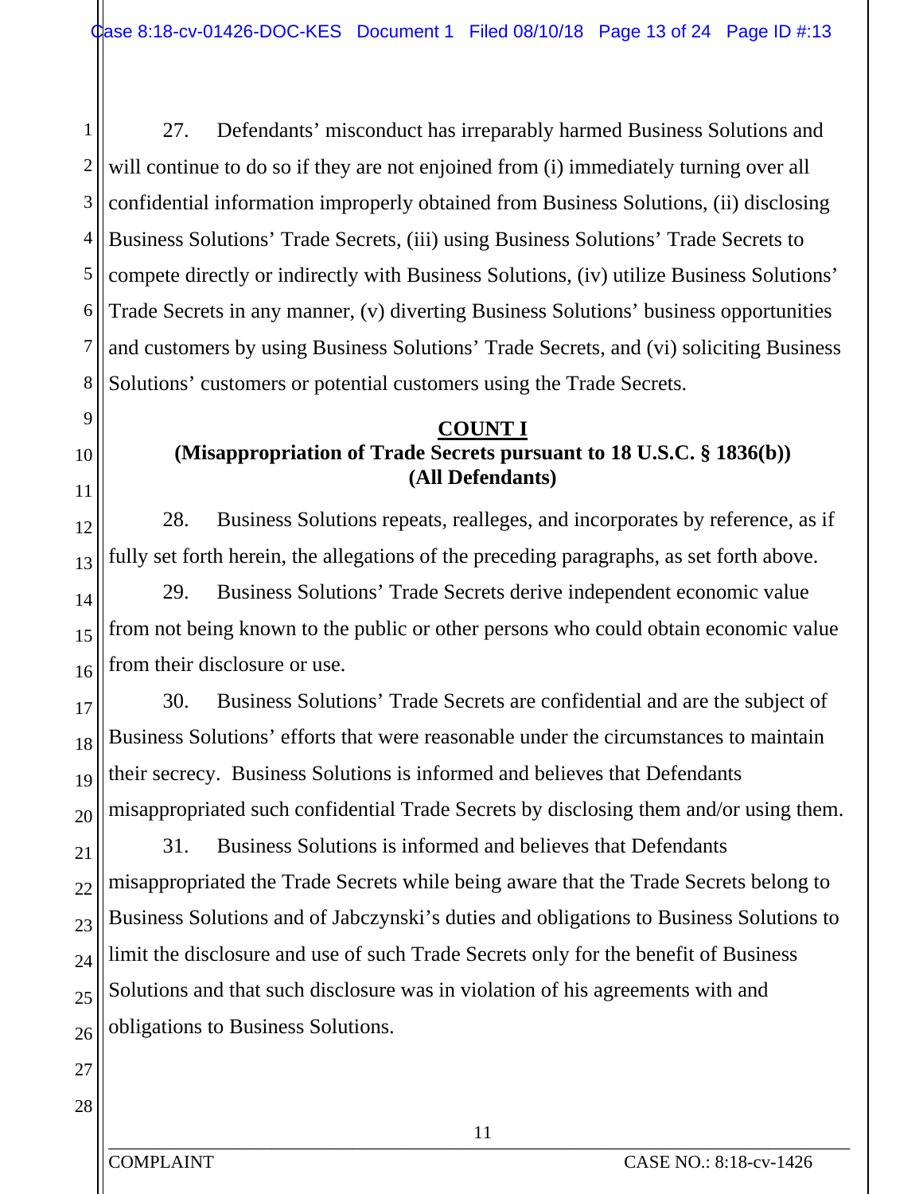27. Defendants' misconduct has irreparably harmed Business Solutions and will continue to do so if they are not enjoined from (i) immediately turning over all confidential information improperly obtained from Business Solutions, (ii) disclosing Business Solutions' Trade Secrets, (iii) using Business Solutions' Trade Secrets to compete directly or indirectly with Business Solutions, (iv) utilize Business Solutions' Trade Secrets in any manner, (v) diverting Business Solutions' business opportunities and customers by using Business Solutions' Trade Secrets, and (vi) soliciting Business Solutions' customers or potential customers using the Trade Secrets.

## COUNT I
### (Misappropriation of Trade Secrets pursuant to 18 U.S.C. § 1836(b)) (All Defendants)

28. Business Solutions repeats, realleges, and incorporates by reference, as if fully set forth herein, the allegations of the preceding paragraphs, as set forth above.

29. Business Solutions' Trade Secrets derive independent economic value from not being known to the public or other persons who could obtain economic value from their disclosure or use.

30. Business Solutions' Trade Secrets are confidential and are the subject of Business Solutions' efforts that were reasonable under the circumstances to maintain their secrecy. Business Solutions is informed and believes that Defendants misappropriated such confidential Trade Secrets by disclosing them and/or using them.

31. Business Solutions is informed and believes that Defendants misappropriated the Trade Secrets while being aware that the Trade Secrets belong to Business Solutions and of Jabczynski's duties and obligations to Business Solutions to limit the disclosure and use of such Trade Secrets only for the benefit of Business Solutions and that such disclosure was in violation of his agreements with and obligations to Business Solutions.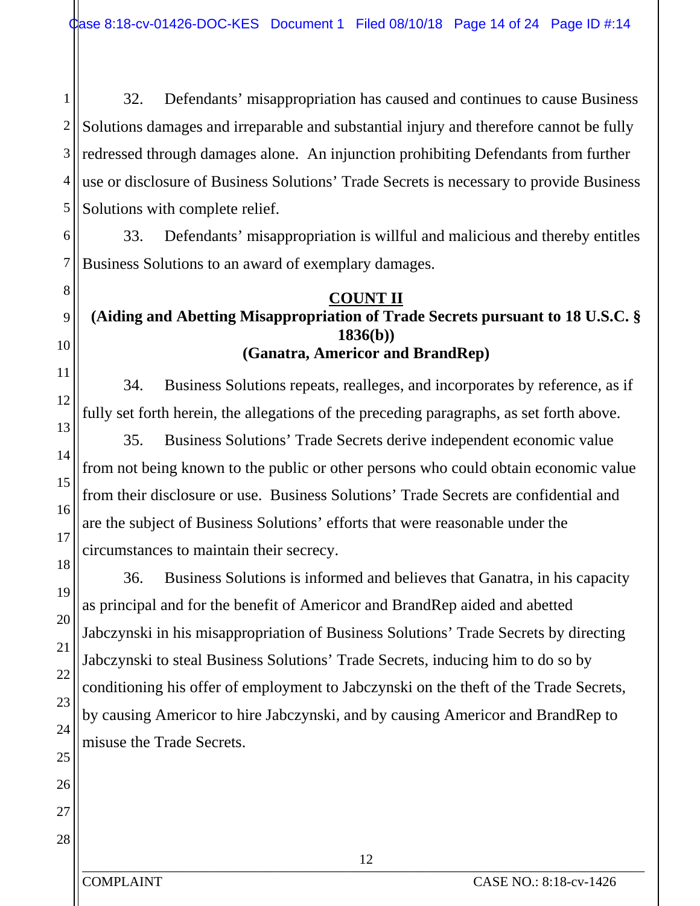32. Defendants' misappropriation has caused and continues to cause Business Solutions damages and irreparable and substantial injury and therefore cannot be fully redressed through damages alone. An injunction prohibiting Defendants from further use or disclosure of Business Solutions' Trade Secrets is necessary to provide Business Solutions with complete relief.

33. Defendants' misappropriation is willful and malicious and thereby entitles Business Solutions to an award of exemplary damages.

## COUNT II

**(Aiding and Abetting Misappropriation of Trade Secrets pursuant to 18 U.S.C. § 1836(b))**
**(Ganatra, Americor and BrandRep)**

34. Business Solutions repeats, realleges, and incorporates by reference, as if fully set forth herein, the allegations of the preceding paragraphs, as set forth above.

35. Business Solutions' Trade Secrets derive independent economic value from not being known to the public or other persons who could obtain economic value from their disclosure or use. Business Solutions' Trade Secrets are confidential and are the subject of Business Solutions' efforts that were reasonable under the circumstances to maintain their secrecy.

36. Business Solutions is informed and believes that Ganatra, in his capacity as principal and for the benefit of Americor and BrandRep aided and abetted Jabczynski in his misappropriation of Business Solutions' Trade Secrets by directing Jabczynski to steal Business Solutions' Trade Secrets, inducing him to do so by conditioning his offer of employment to Jabczynski on the theft of the Trade Secrets, by causing Americor to hire Jabczynski, and by causing Americor and BrandRep to misuse the Trade Secrets.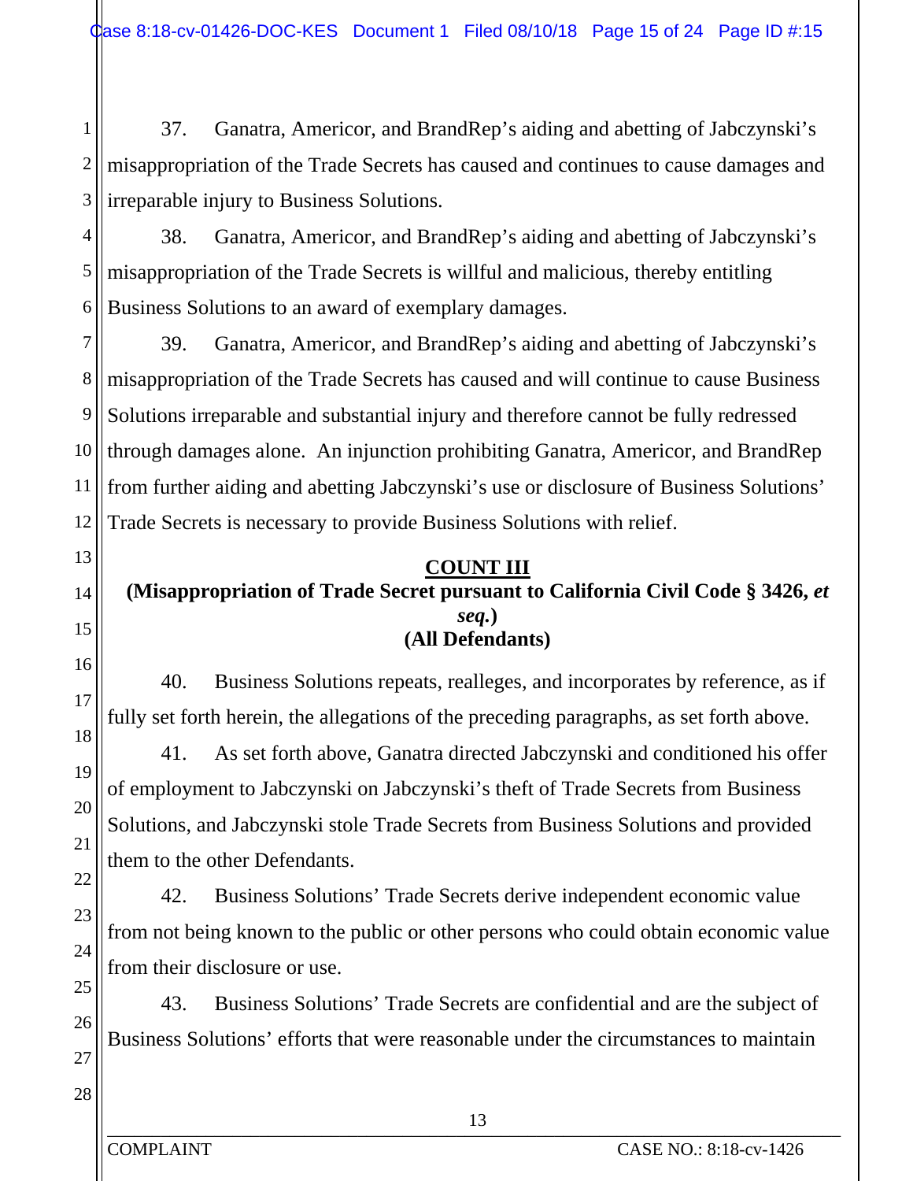37. Ganatra, Americor, and BrandRep's aiding and abetting of Jabczynski's misappropriation of the Trade Secrets has caused and continues to cause damages and irreparable injury to Business Solutions.

38. Ganatra, Americor, and BrandRep's aiding and abetting of Jabczynski's misappropriation of the Trade Secrets is willful and malicious, thereby entitling Business Solutions to an award of exemplary damages.

39. Ganatra, Americor, and BrandRep's aiding and abetting of Jabczynski's misappropriation of the Trade Secrets has caused and will continue to cause Business Solutions irreparable and substantial injury and therefore cannot be fully redressed through damages alone. An injunction prohibiting Ganatra, Americor, and BrandRep from further aiding and abetting Jabczynski's use or disclosure of Business Solutions' Trade Secrets is necessary to provide Business Solutions with relief.

**COUNT III**

**(Misappropriation of Trade Secret pursuant to California Civil Code § 3426, *et seq.*)**

**(All Defendants)**

40. Business Solutions repeats, realleges, and incorporates by reference, as if fully set forth herein, the allegations of the preceding paragraphs, as set forth above.

41. As set forth above, Ganatra directed Jabczynski and conditioned his offer of employment to Jabczynski on Jabczynski's theft of Trade Secrets from Business Solutions, and Jabczynski stole Trade Secrets from Business Solutions and provided them to the other Defendants.

42. Business Solutions' Trade Secrets derive independent economic value from not being known to the public or other persons who could obtain economic value from their disclosure or use.

43. Business Solutions' Trade Secrets are confidential and are the subject of Business Solutions' efforts that were reasonable under the circumstances to maintain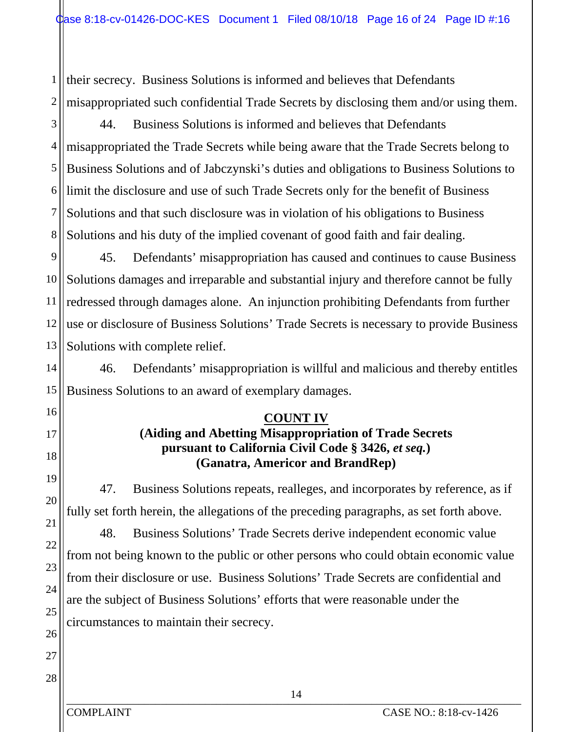their secrecy. Business Solutions is informed and believes that Defendants misappropriated such confidential Trade Secrets by disclosing them and/or using them.

44. Business Solutions is informed and believes that Defendants misappropriated the Trade Secrets while being aware that the Trade Secrets belong to Business Solutions and of Jabczynski's duties and obligations to Business Solutions to limit the disclosure and use of such Trade Secrets only for the benefit of Business Solutions and that such disclosure was in violation of his obligations to Business Solutions and his duty of the implied covenant of good faith and fair dealing.

45. Defendants' misappropriation has caused and continues to cause Business Solutions damages and irreparable and substantial injury and therefore cannot be fully redressed through damages alone. An injunction prohibiting Defendants from further use or disclosure of Business Solutions' Trade Secrets is necessary to provide Business Solutions with complete relief.

46. Defendants' misappropriation is willful and malicious and thereby entitles Business Solutions to an award of exemplary damages.

## COUNT IV

**(Aiding and Abetting Misappropriation of Trade Secrets pursuant to California Civil Code § 3426, *et seq.*)**
**(Ganatra, Americor and BrandRep)**

47. Business Solutions repeats, realleges, and incorporates by reference, as if fully set forth herein, the allegations of the preceding paragraphs, as set forth above.

48. Business Solutions' Trade Secrets derive independent economic value from not being known to the public or other persons who could obtain economic value from their disclosure or use. Business Solutions' Trade Secrets are confidential and are the subject of Business Solutions' efforts that were reasonable under the circumstances to maintain their secrecy.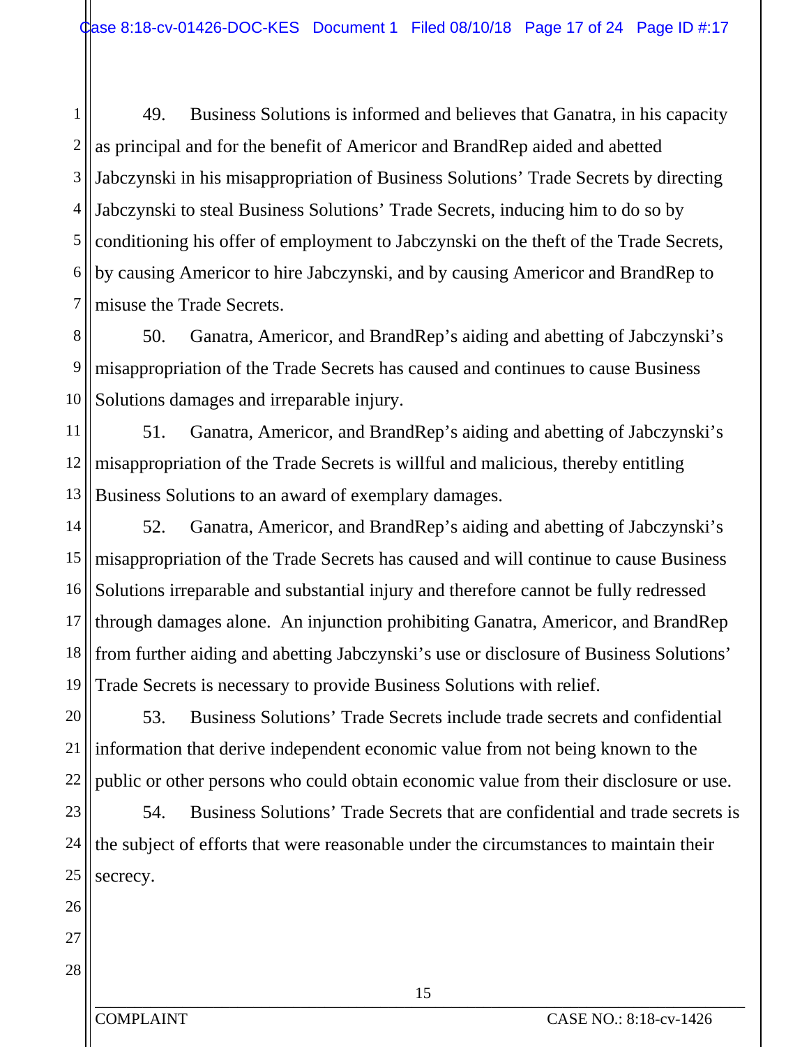49. Business Solutions is informed and believes that Ganatra, in his capacity as principal and for the benefit of Americor and BrandRep aided and abetted Jabczynski in his misappropriation of Business Solutions' Trade Secrets by directing Jabczynski to steal Business Solutions' Trade Secrets, inducing him to do so by conditioning his offer of employment to Jabczynski on the theft of the Trade Secrets, by causing Americor to hire Jabczynski, and by causing Americor and BrandRep to misuse the Trade Secrets.

50. Ganatra, Americor, and BrandRep's aiding and abetting of Jabczynski's misappropriation of the Trade Secrets has caused and continues to cause Business Solutions damages and irreparable injury.

51. Ganatra, Americor, and BrandRep's aiding and abetting of Jabczynski's misappropriation of the Trade Secrets is willful and malicious, thereby entitling Business Solutions to an award of exemplary damages.

52. Ganatra, Americor, and BrandRep's aiding and abetting of Jabczynski's misappropriation of the Trade Secrets has caused and will continue to cause Business Solutions irreparable and substantial injury and therefore cannot be fully redressed through damages alone. An injunction prohibiting Ganatra, Americor, and BrandRep from further aiding and abetting Jabczynski's use or disclosure of Business Solutions' Trade Secrets is necessary to provide Business Solutions with relief.

53. Business Solutions' Trade Secrets include trade secrets and confidential information that derive independent economic value from not being known to the public or other persons who could obtain economic value from their disclosure or use.

54. Business Solutions' Trade Secrets that are confidential and trade secrets is the subject of efforts that were reasonable under the circumstances to maintain their secrecy.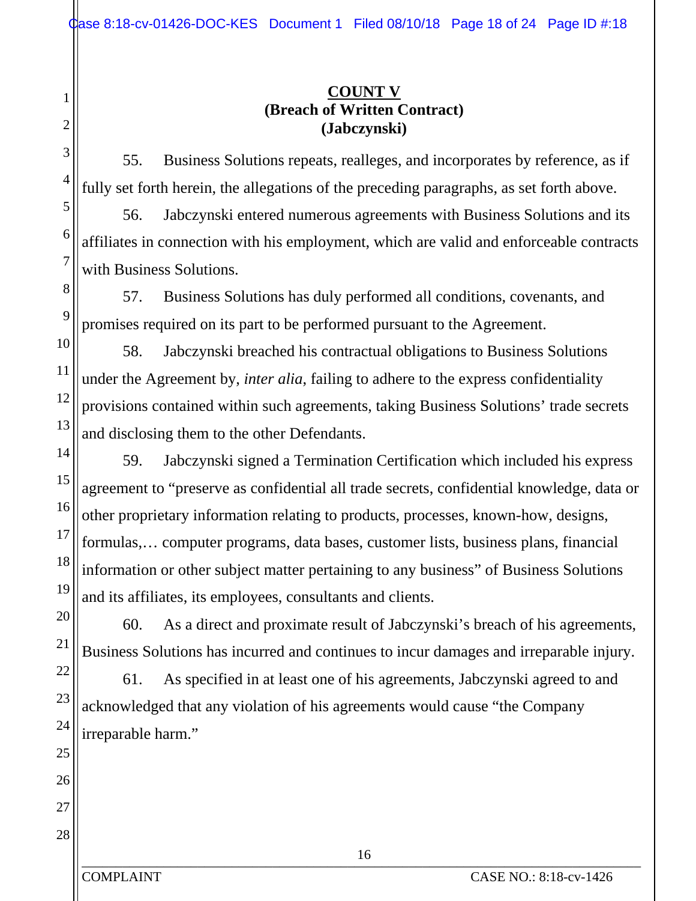**COUNT V**
**(Breach of Written Contract)**
**(Jabczynski)**

55. Business Solutions repeats, realleges, and incorporates by reference, as if fully set forth herein, the allegations of the preceding paragraphs, as set forth above.

56. Jabczynski entered numerous agreements with Business Solutions and its affiliates in connection with his employment, which are valid and enforceable contracts with Business Solutions.

57. Business Solutions has duly performed all conditions, covenants, and promises required on its part to be performed pursuant to the Agreement.

58. Jabczynski breached his contractual obligations to Business Solutions under the Agreement by, *inter alia*, failing to adhere to the express confidentiality provisions contained within such agreements, taking Business Solutions' trade secrets and disclosing them to the other Defendants.

59. Jabczynski signed a Termination Certification which included his express agreement to "preserve as confidential all trade secrets, confidential knowledge, data or other proprietary information relating to products, processes, known-how, designs, formulas,… computer programs, data bases, customer lists, business plans, financial information or other subject matter pertaining to any business" of Business Solutions and its affiliates, its employees, consultants and clients.

60. As a direct and proximate result of Jabczynski's breach of his agreements, Business Solutions has incurred and continues to incur damages and irreparable injury.

61. As specified in at least one of his agreements, Jabczynski agreed to and acknowledged that any violation of his agreements would cause "the Company irreparable harm."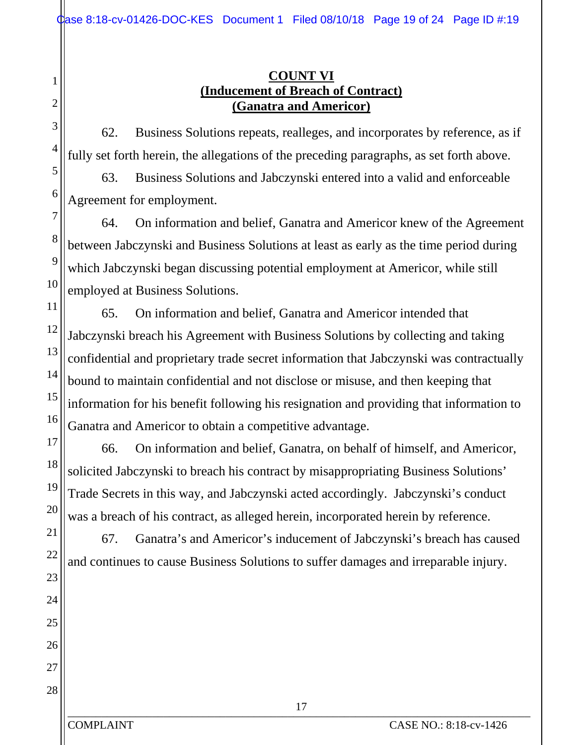**COUNT VI**
**(Inducement of Breach of Contract)**
**(Ganatra and Americor)**

62. Business Solutions repeats, realleges, and incorporates by reference, as if fully set forth herein, the allegations of the preceding paragraphs, as set forth above.

63. Business Solutions and Jabczynski entered into a valid and enforceable Agreement for employment.

64. On information and belief, Ganatra and Americor knew of the Agreement between Jabczynski and Business Solutions at least as early as the time period during which Jabczynski began discussing potential employment at Americor, while still employed at Business Solutions.

65. On information and belief, Ganatra and Americor intended that Jabczynski breach his Agreement with Business Solutions by collecting and taking confidential and proprietary trade secret information that Jabczynski was contractually bound to maintain confidential and not disclose or misuse, and then keeping that information for his benefit following his resignation and providing that information to Ganatra and Americor to obtain a competitive advantage.

66. On information and belief, Ganatra, on behalf of himself, and Americor, solicited Jabczynski to breach his contract by misappropriating Business Solutions' Trade Secrets in this way, and Jabczynski acted accordingly. Jabczynski's conduct was a breach of his contract, as alleged herein, incorporated herein by reference.

67. Ganatra's and Americor's inducement of Jabczynski's breach has caused and continues to cause Business Solutions to suffer damages and irreparable injury.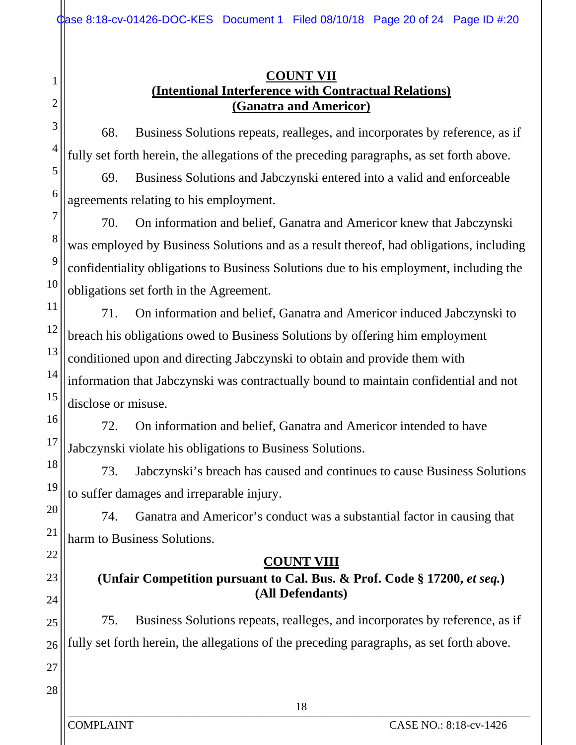**COUNT VII**
**(Intentional Interference with Contractual Relations)**
**(Ganatra and Americor)**

68. Business Solutions repeats, realleges, and incorporates by reference, as if fully set forth herein, the allegations of the preceding paragraphs, as set forth above.

69. Business Solutions and Jabczynski entered into a valid and enforceable agreements relating to his employment.

70. On information and belief, Ganatra and Americor knew that Jabczynski was employed by Business Solutions and as a result thereof, had obligations, including confidentiality obligations to Business Solutions due to his employment, including the obligations set forth in the Agreement.

71. On information and belief, Ganatra and Americor induced Jabczynski to breach his obligations owed to Business Solutions by offering him employment conditioned upon and directing Jabczynski to obtain and provide them with information that Jabczynski was contractually bound to maintain confidential and not disclose or misuse.

72. On information and belief, Ganatra and Americor intended to have Jabczynski violate his obligations to Business Solutions.

73. Jabczynski's breach has caused and continues to cause Business Solutions to suffer damages and irreparable injury.

74. Ganatra and Americor's conduct was a substantial factor in causing that harm to Business Solutions.

**COUNT VIII**
**(Unfair Competition pursuant to Cal. Bus. & Prof. Code § 17200, *et seq.*)**
**(All Defendants)**

75. Business Solutions repeats, realleges, and incorporates by reference, as if fully set forth herein, the allegations of the preceding paragraphs, as set forth above.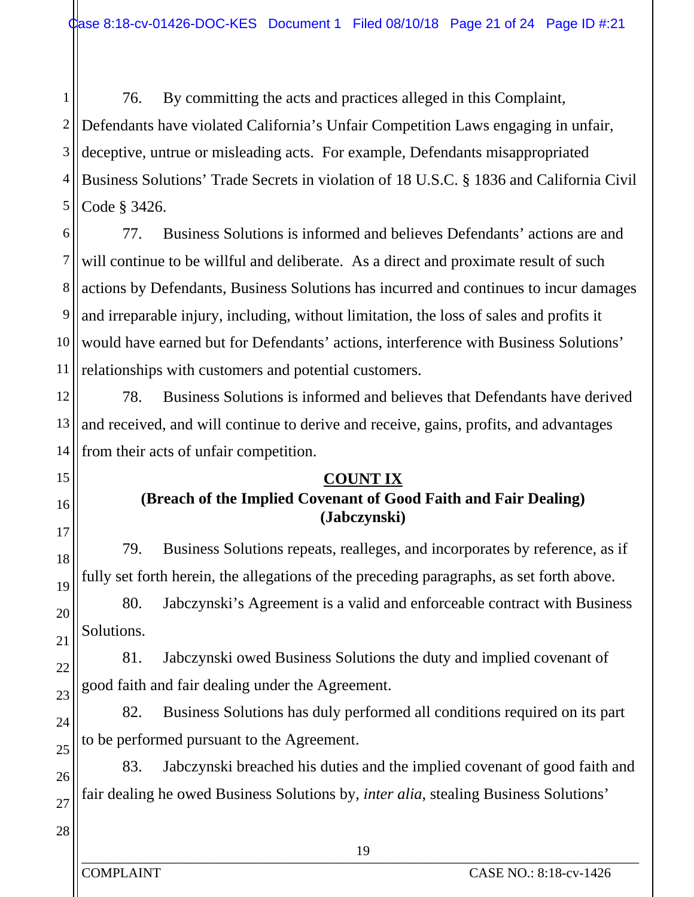76. By committing the acts and practices alleged in this Complaint, Defendants have violated California's Unfair Competition Laws engaging in unfair, deceptive, untrue or misleading acts. For example, Defendants misappropriated Business Solutions' Trade Secrets in violation of 18 U.S.C. § 1836 and California Civil Code § 3426.

77. Business Solutions is informed and believes Defendants' actions are and will continue to be willful and deliberate. As a direct and proximate result of such actions by Defendants, Business Solutions has incurred and continues to incur damages and irreparable injury, including, without limitation, the loss of sales and profits it would have earned but for Defendants' actions, interference with Business Solutions' relationships with customers and potential customers.

78. Business Solutions is informed and believes that Defendants have derived and received, and will continue to derive and receive, gains, profits, and advantages from their acts of unfair competition.

## COUNT IX

### (Breach of the Implied Covenant of Good Faith and Fair Dealing) (Jabczynski)

79. Business Solutions repeats, realleges, and incorporates by reference, as if fully set forth herein, the allegations of the preceding paragraphs, as set forth above.

80. Jabczynski's Agreement is a valid and enforceable contract with Business Solutions.

81. Jabczynski owed Business Solutions the duty and implied covenant of good faith and fair dealing under the Agreement.

82. Business Solutions has duly performed all conditions required on its part to be performed pursuant to the Agreement.

83. Jabczynski breached his duties and the implied covenant of good faith and fair dealing he owed Business Solutions by, *inter alia*, stealing Business Solutions'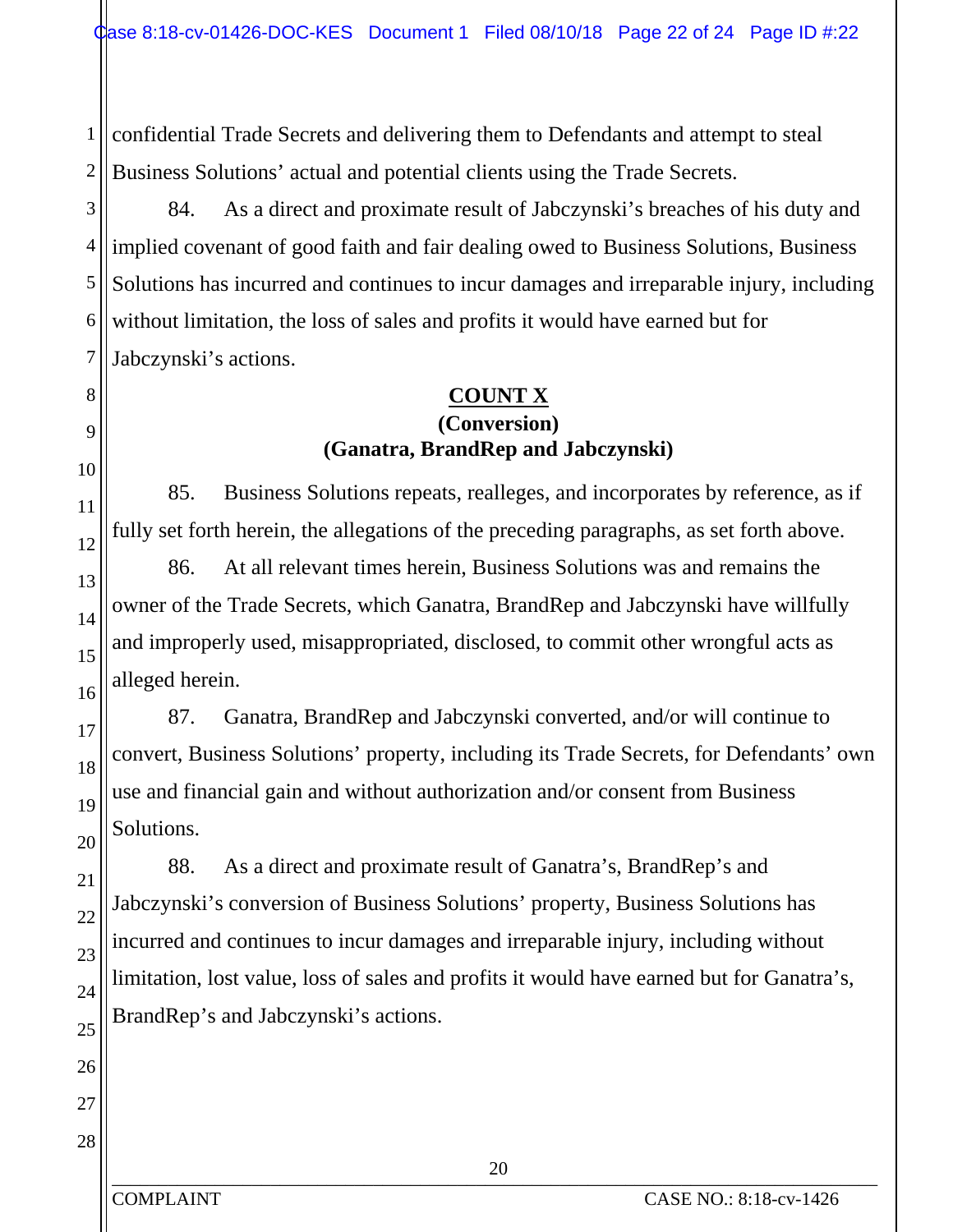confidential Trade Secrets and delivering them to Defendants and attempt to steal Business Solutions' actual and potential clients using the Trade Secrets.

84. As a direct and proximate result of Jabczynski's breaches of his duty and implied covenant of good faith and fair dealing owed to Business Solutions, Business Solutions has incurred and continues to incur damages and irreparable injury, including without limitation, the loss of sales and profits it would have earned but for Jabczynski's actions.

**COUNT X**
**(Conversion)**
**(Ganatra, BrandRep and Jabczynski)**

85. Business Solutions repeats, realleges, and incorporates by reference, as if fully set forth herein, the allegations of the preceding paragraphs, as set forth above.

86. At all relevant times herein, Business Solutions was and remains the owner of the Trade Secrets, which Ganatra, BrandRep and Jabczynski have willfully and improperly used, misappropriated, disclosed, to commit other wrongful acts as alleged herein.

87. Ganatra, BrandRep and Jabczynski converted, and/or will continue to convert, Business Solutions' property, including its Trade Secrets, for Defendants' own use and financial gain and without authorization and/or consent from Business Solutions.

88. As a direct and proximate result of Ganatra's, BrandRep's and Jabczynski's conversion of Business Solutions' property, Business Solutions has incurred and continues to incur damages and irreparable injury, including without limitation, lost value, loss of sales and profits it would have earned but for Ganatra's, BrandRep's and Jabczynski's actions.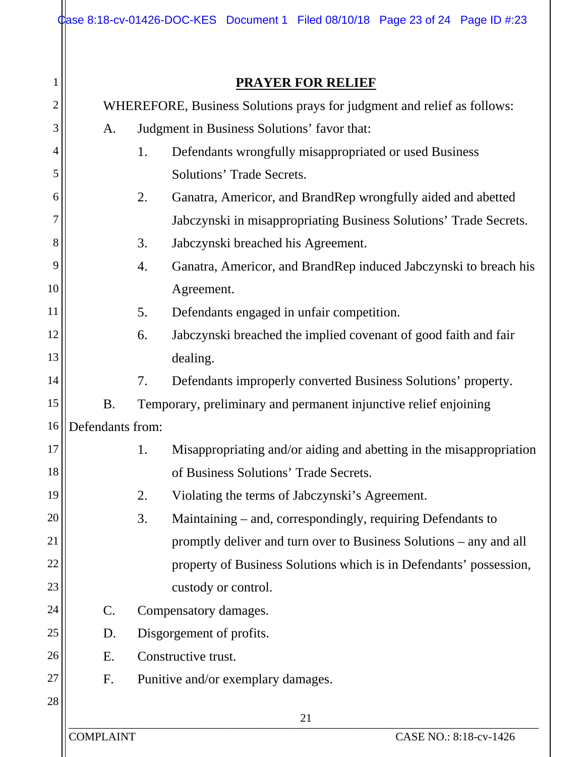## PRAYER FOR RELIEF

WHEREFORE, Business Solutions prays for judgment and relief as follows:

A. Judgment in Business Solutions' favor that:

1. Defendants wrongfully misappropriated or used Business Solutions' Trade Secrets.
2. Ganatra, Americor, and BrandRep wrongfully aided and abetted Jabczynski in misappropriating Business Solutions' Trade Secrets.
3. Jabczynski breached his Agreement.
4. Ganatra, Americor, and BrandRep induced Jabczynski to breach his Agreement.
5. Defendants engaged in unfair competition.
6. Jabczynski breached the implied covenant of good faith and fair dealing.
7. Defendants improperly converted Business Solutions' property.

B. Temporary, preliminary and permanent injunctive relief enjoining Defendants from:

1. Misappropriating and/or aiding and abetting in the misappropriation of Business Solutions' Trade Secrets.
2. Violating the terms of Jabczynski's Agreement.
3. Maintaining – and, correspondingly, requiring Defendants to promptly deliver and turn over to Business Solutions – any and all property of Business Solutions which is in Defendants' possession, custody or control.

C. Compensatory damages.

D. Disgorgement of profits.

E. Constructive trust.

F. Punitive and/or exemplary damages.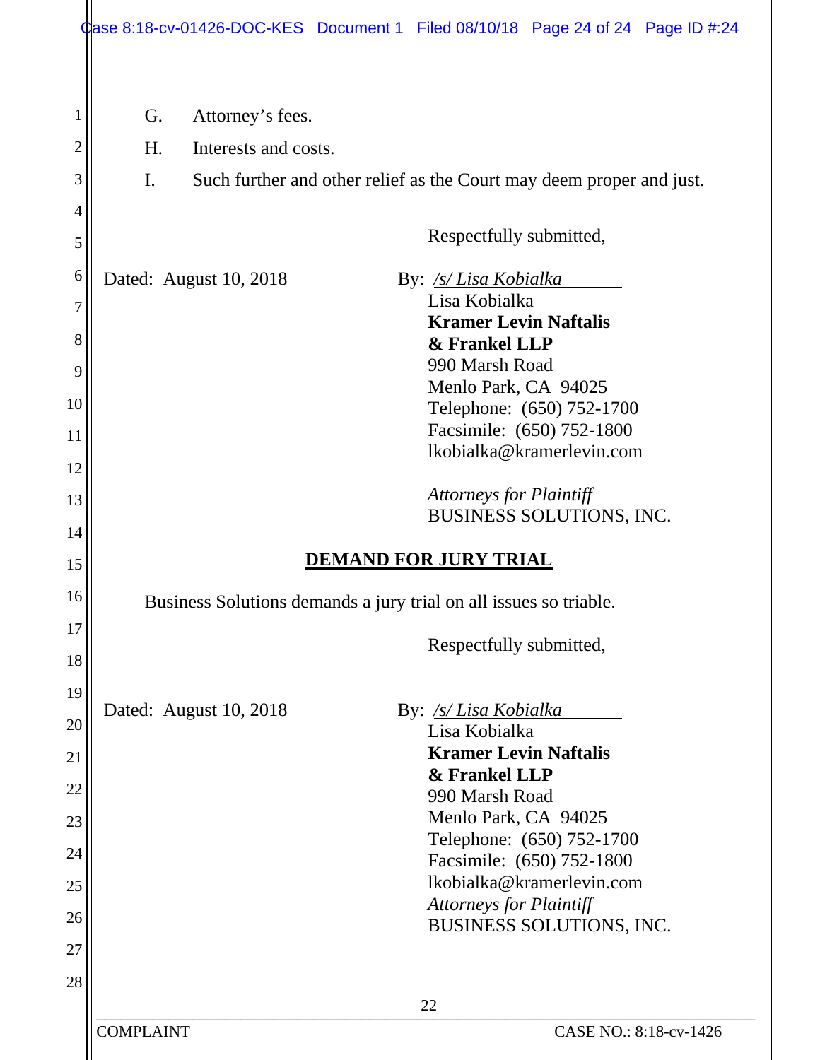G. Attorney's fees.

H. Interests and costs.

I. Such further and other relief as the Court may deem proper and just.

Respectfully submitted,

Dated: August 10, 2018

By: */s/ Lisa Kobialka*
Lisa Kobialka
**Kramer Levin Naftalis & Frankel LLP**
990 Marsh Road
Menlo Park, CA 94025
Telephone: (650) 752-1700
Facsimile: (650) 752-1800
lkobialka@kramerlevin.com

*Attorneys for Plaintiff*
BUSINESS SOLUTIONS, INC.

## DEMAND FOR JURY TRIAL

Business Solutions demands a jury trial on all issues so triable.

Respectfully submitted,

Dated: August 10, 2018

By: */s/ Lisa Kobialka*
Lisa Kobialka
**Kramer Levin Naftalis & Frankel LLP**
990 Marsh Road
Menlo Park, CA 94025
Telephone: (650) 752-1700
Facsimile: (650) 752-1800
lkobialka@kramerlevin.com
*Attorneys for Plaintiff*
BUSINESS SOLUTIONS, INC.